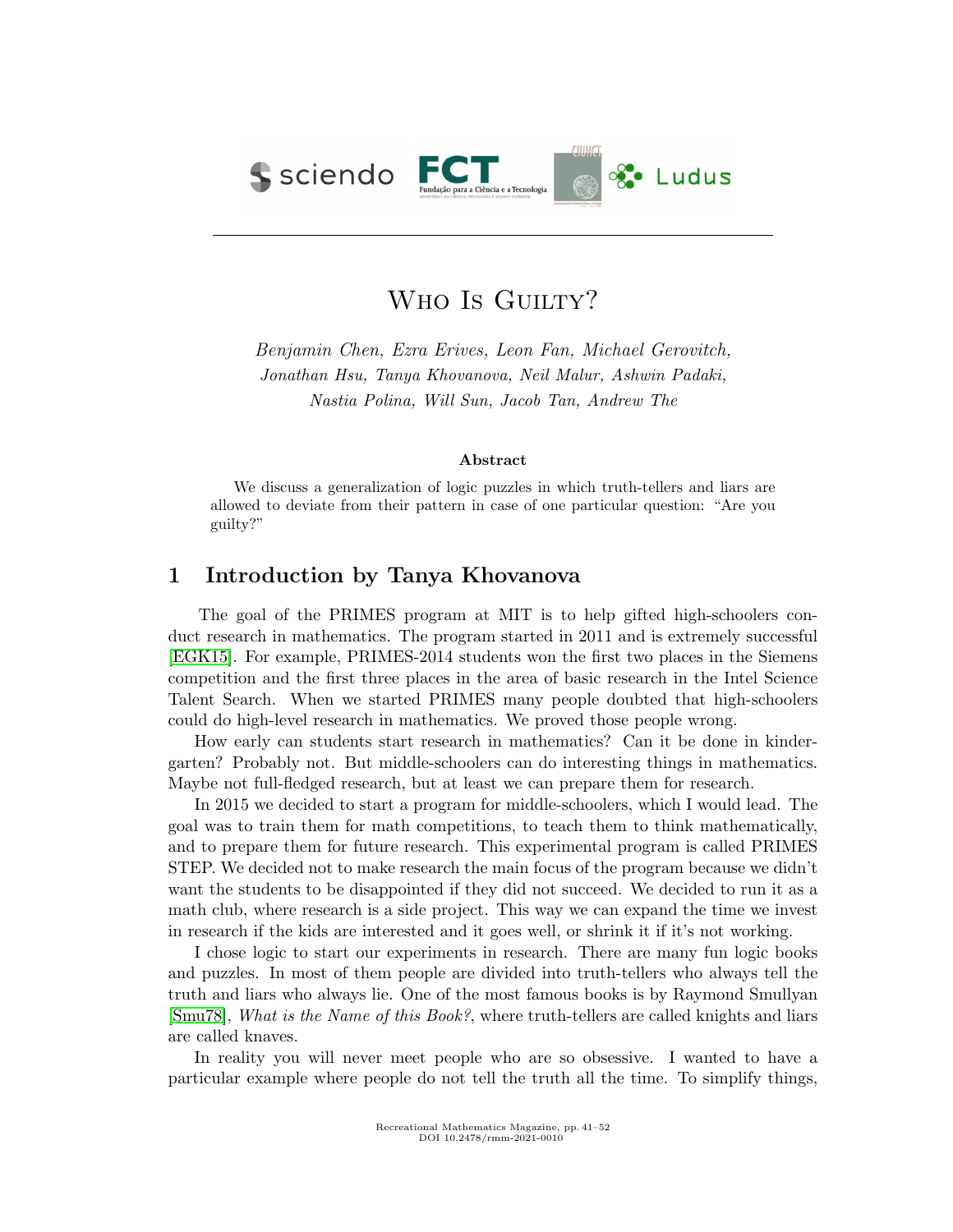# Who Is Guilty?

*Benjamin Chen, Ezra Erives, Leon Fan, Michael Gerovitch, Jonathan Hsu, Tanya Khovanova, Neil Malur, Ashwin Padaki, Nastia Polina, Will Sun, Jacob Tan, Andrew The*

**Abstract**

We discuss a generalization of logic puzzles in which truth-tellers and liars are allowed to deviate from their pattern in case of one particular question: "Are you guilty?"

## 1 Introduction by Tanya Khovanova

The goal of the PRIMES program at MIT is to help gifted high-schoolers conduct research in mathematics. The program started in 2011 and is extremely successful [EGK15]. For example, PRIMES-2014 students won the first two places in the Siemens competition and the first three places in the area of basic research in the Intel Science Talent Search. When we started PRIMES many people doubted that high-schoolers could do high-level research in mathematics. We proved those people wrong.

How early can students start research in mathematics? Can it be done in kindergarten? Probably not. But middle-schoolers can do interesting things in mathematics. Maybe not full-fledged research, but at least we can prepare them for research.

In 2015 we decided to start a program for middle-schoolers, which I would lead. The goal was to train them for math competitions, to teach them to think mathematically, and to prepare them for future research. This experimental program is called PRIMES STEP. We decided not to make research the main focus of the program because we didn't want the students to be disappointed if they did not succeed. We decided to run it as a math club, where research is a side project. This way we can expand the time we invest in research if the kids are interested and it goes well, or shrink it if it's not working.

I chose logic to start our experiments in research. There are many fun logic books and puzzles. In most of them people are divided into truth-tellers who always tell the truth and liars who always lie. One of the most famous books is by Raymond Smullyan [Smu78], *What is the Name of this Book?*, where truth-tellers are called knights and liars are called knaves.

In reality you will never meet people who are so obsessive. I wanted to have a particular example where people do not tell the truth all the time. To simplify things,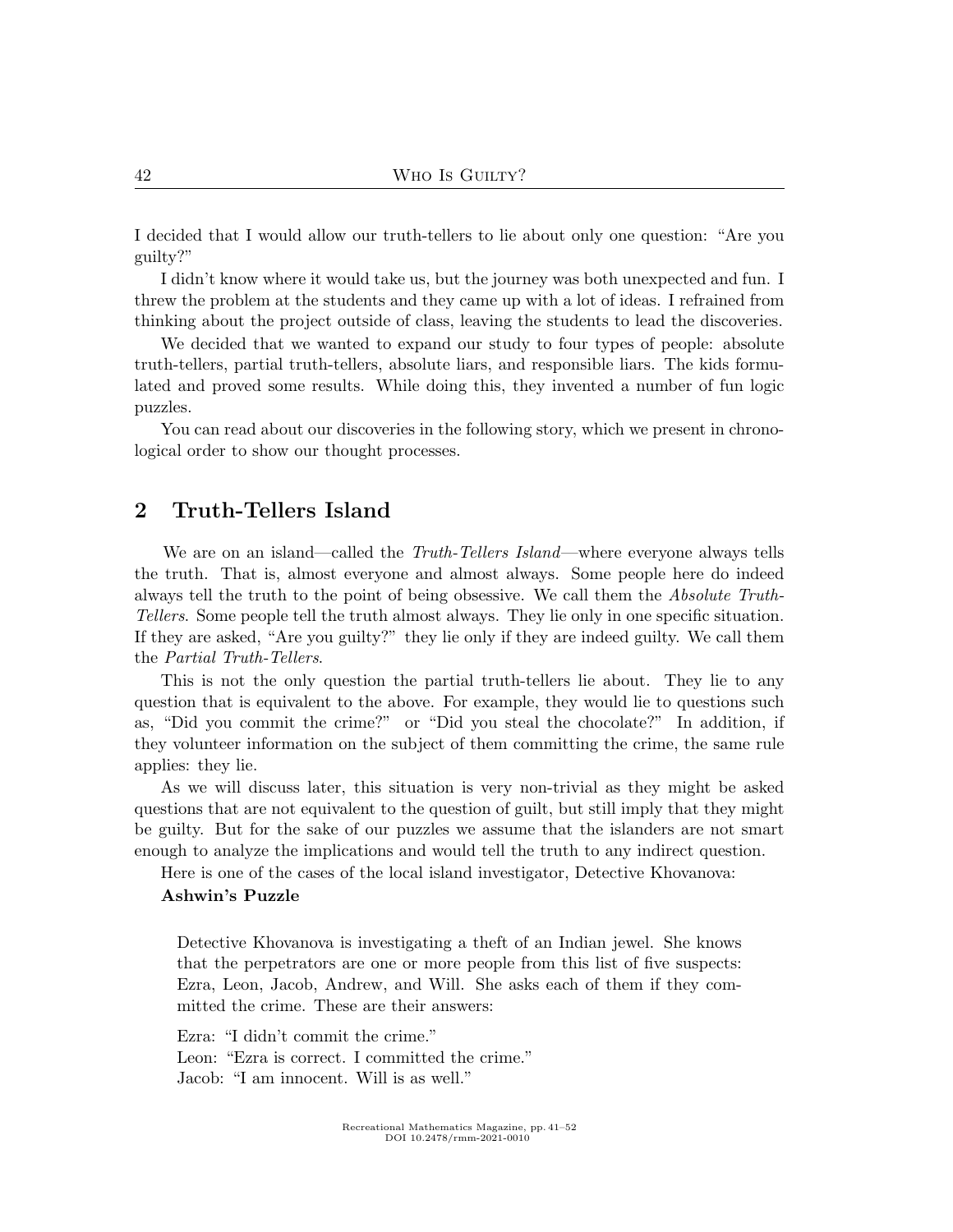I decided that I would allow our truth-tellers to lie about only one question: "Are you guilty?"

I didn't know where it would take us, but the journey was both unexpected and fun. I threw the problem at the students and they came up with a lot of ideas. I refrained from thinking about the project outside of class, leaving the students to lead the discoveries.

We decided that we wanted to expand our study to four types of people: absolute truth-tellers, partial truth-tellers, absolute liars, and responsible liars. The kids formulated and proved some results. While doing this, they invented a number of fun logic puzzles.

You can read about our discoveries in the following story, which we present in chronological order to show our thought processes.

## 2 Truth-Tellers Island

We are on an island—called the *Truth-Tellers Island*—where everyone always tells the truth. That is, almost everyone and almost always. Some people here do indeed always tell the truth to the point of being obsessive. We call them the *Absolute Truth-Tellers*. Some people tell the truth almost always. They lie only in one specific situation. If they are asked, "Are you guilty?" they lie only if they are indeed guilty. We call them the *Partial Truth-Tellers*.

This is not the only question the partial truth-tellers lie about. They lie to any question that is equivalent to the above. For example, they would lie to questions such as, "Did you commit the crime?" or "Did you steal the chocolate?" In addition, if they volunteer information on the subject of them committing the crime, the same rule applies: they lie.

As we will discuss later, this situation is very non-trivial as they might be asked questions that are not equivalent to the question of guilt, but still imply that they might be guilty. But for the sake of our puzzles we assume that the islanders are not smart enough to analyze the implications and would tell the truth to any indirect question.

Here is one of the cases of the local island investigator, Detective Khovanova:

**Ashwin's Puzzle**

> Detective Khovanova is investigating a theft of an Indian jewel. She knows that the perpetrators are one or more people from this list of five suspects: Ezra, Leon, Jacob, Andrew, and Will. She asks each of them if they committed the crime. These are their answers:
>
> Ezra: "I didn't commit the crime."
> Leon: "Ezra is correct. I committed the crime."
> Jacob: "I am innocent. Will is as well."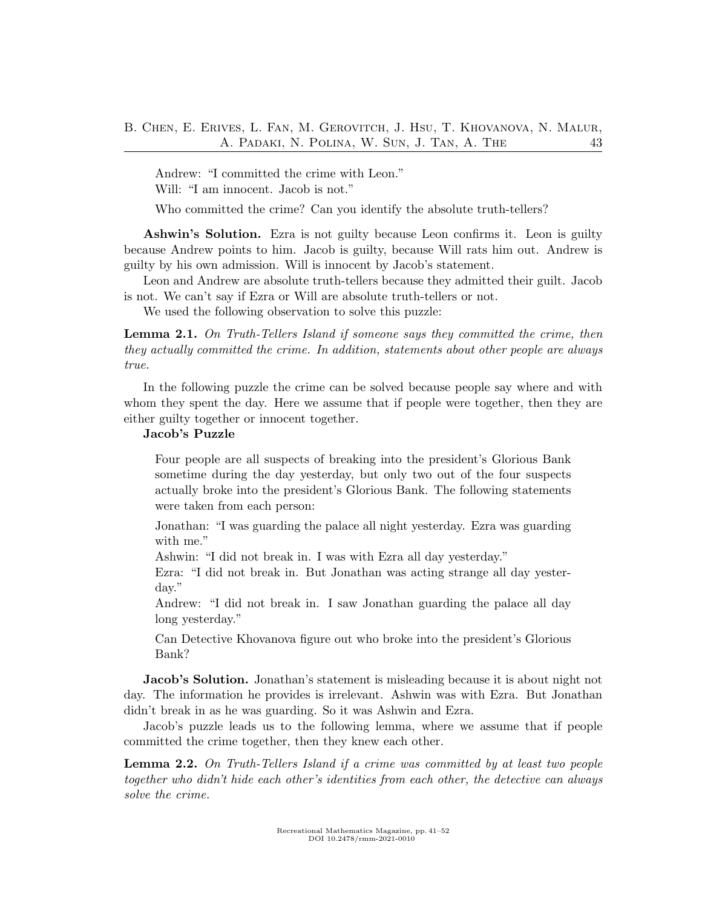> Andrew: "I committed the crime with Leon."
>
> Will: "I am innocent. Jacob is not."
>
> Who committed the crime? Can you identify the absolute truth-tellers?

**Ashwin's Solution.** Ezra is not guilty because Leon confirms it. Leon is guilty because Andrew points to him. Jacob is guilty, because Will rats him out. Andrew is guilty by his own admission. Will is innocent by Jacob's statement.

Leon and Andrew are absolute truth-tellers because they admitted their guilt. Jacob is not. We can't say if Ezra or Will are absolute truth-tellers or not.

We used the following observation to solve this puzzle:

**Lemma 2.1.** *On Truth-Tellers Island if someone says they committed the crime, then they actually committed the crime. In addition, statements about other people are always true.*

In the following puzzle the crime can be solved because people say where and with whom they spent the day. Here we assume that if people were together, then they are either guilty together or innocent together.

**Jacob's Puzzle**

> Four people are all suspects of breaking into the president's Glorious Bank sometime during the day yesterday, but only two out of the four suspects actually broke into the president's Glorious Bank. The following statements were taken from each person:
>
> Jonathan: "I was guarding the palace all night yesterday. Ezra was guarding with me."
>
> Ashwin: "I did not break in. I was with Ezra all day yesterday."
>
> Ezra: "I did not break in. But Jonathan was acting strange all day yesterday."
>
> Andrew: "I did not break in. I saw Jonathan guarding the palace all day long yesterday."
>
> Can Detective Khovanova figure out who broke into the president's Glorious Bank?

**Jacob's Solution.** Jonathan's statement is misleading because it is about night not day. The information he provides is irrelevant. Ashwin was with Ezra. But Jonathan didn't break in as he was guarding. So it was Ashwin and Ezra.

Jacob's puzzle leads us to the following lemma, where we assume that if people committed the crime together, then they knew each other.

**Lemma 2.2.** *On Truth-Tellers Island if a crime was committed by at least two people together who didn't hide each other's identities from each other, the detective can always solve the crime.*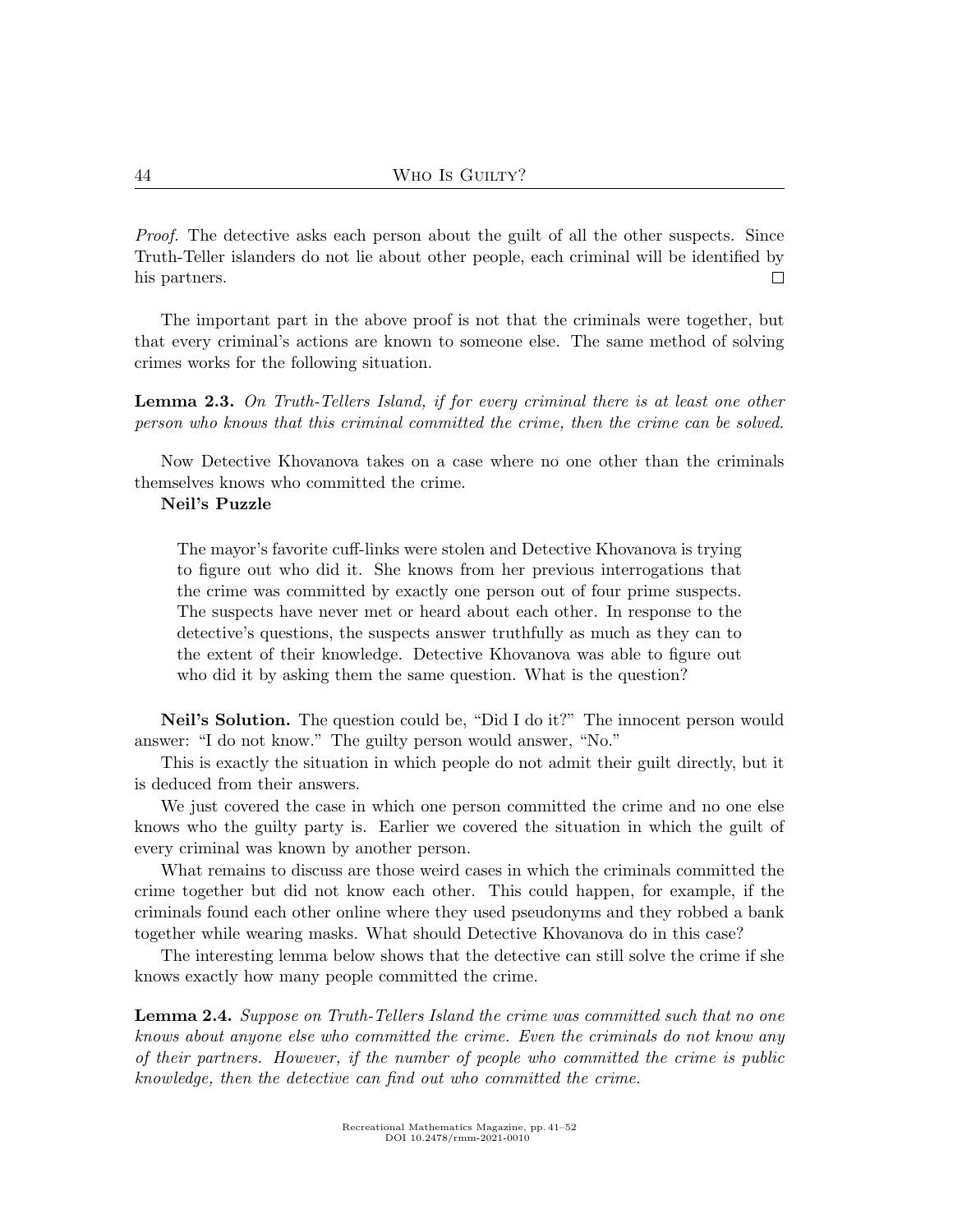*Proof.* The detective asks each person about the guilt of all the other suspects. Since Truth-Teller islanders do not lie about other people, each criminal will be identified by his partners. □

The important part in the above proof is not that the criminals were together, but that every criminal's actions are known to someone else. The same method of solving crimes works for the following situation.

**Lemma 2.3.** *On Truth-Tellers Island, if for every criminal there is at least one other person who knows that this criminal committed the crime, then the crime can be solved.*

Now Detective Khovanova takes on a case where no one other than the criminals themselves knows who committed the crime.

**Neil's Puzzle**

> The mayor's favorite cuff-links were stolen and Detective Khovanova is trying to figure out who did it. She knows from her previous interrogations that the crime was committed by exactly one person out of four prime suspects. The suspects have never met or heard about each other. In response to the detective's questions, the suspects answer truthfully as much as they can to the extent of their knowledge. Detective Khovanova was able to figure out who did it by asking them the same question. What is the question?

**Neil's Solution.** The question could be, "Did I do it?" The innocent person would answer: "I do not know." The guilty person would answer, "No."

This is exactly the situation in which people do not admit their guilt directly, but it is deduced from their answers.

We just covered the case in which one person committed the crime and no one else knows who the guilty party is. Earlier we covered the situation in which the guilt of every criminal was known by another person.

What remains to discuss are those weird cases in which the criminals committed the crime together but did not know each other. This could happen, for example, if the criminals found each other online where they used pseudonyms and they robbed a bank together while wearing masks. What should Detective Khovanova do in this case?

The interesting lemma below shows that the detective can still solve the crime if she knows exactly how many people committed the crime.

**Lemma 2.4.** *Suppose on Truth-Tellers Island the crime was committed such that no one knows about anyone else who committed the crime. Even the criminals do not know any of their partners. However, if the number of people who committed the crime is public knowledge, then the detective can find out who committed the crime.*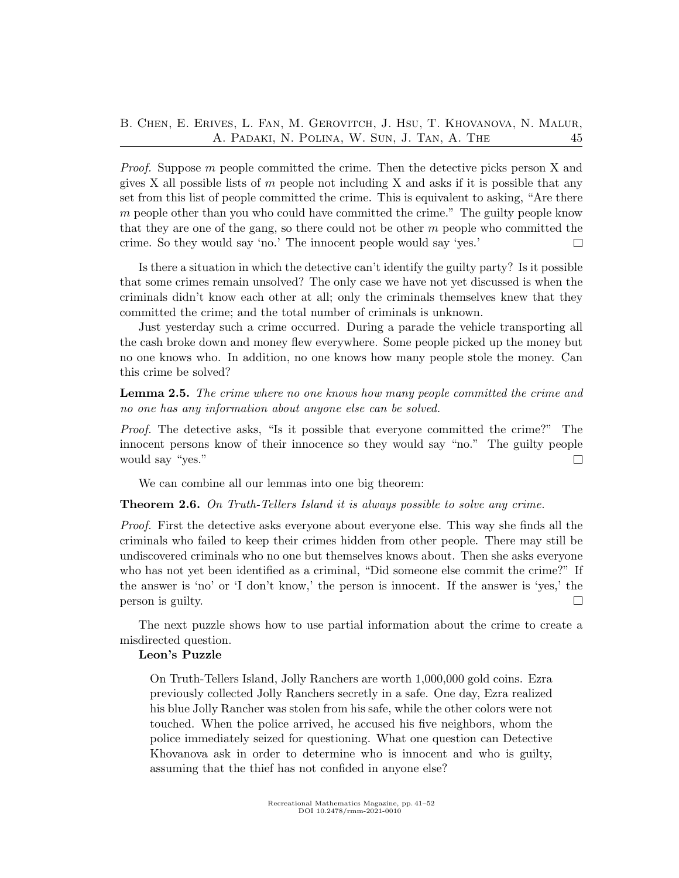*Proof.* Suppose $m$ people committed the crime. Then the detective picks person X and gives X all possible lists of $m$ people not including X and asks if it is possible that any set from this list of people committed the crime. This is equivalent to asking, "Are there $m$ people other than you who could have committed the crime." The guilty people know that they are one of the gang, so there could not be other $m$ people who committed the crime. So they would say 'no.' The innocent people would say 'yes.' □

Is there a situation in which the detective can't identify the guilty party? Is it possible that some crimes remain unsolved? The only case we have not yet discussed is when the criminals didn't know each other at all; only the criminals themselves knew that they committed the crime; and the total number of criminals is unknown.

Just yesterday such a crime occurred. During a parade the vehicle transporting all the cash broke down and money flew everywhere. Some people picked up the money but no one knows who. In addition, no one knows how many people stole the money. Can this crime be solved?

**Lemma 2.5.** *The crime where no one knows how many people committed the crime and no one has any information about anyone else can be solved.*

*Proof.* The detective asks, "Is it possible that everyone committed the crime?" The innocent persons know of their innocence so they would say "no." The guilty people would say "yes." □

We can combine all our lemmas into one big theorem:

**Theorem 2.6.** *On Truth-Tellers Island it is always possible to solve any crime.*

*Proof.* First the detective asks everyone about everyone else. This way she finds all the criminals who failed to keep their crimes hidden from other people. There may still be undiscovered criminals who no one but themselves knows about. Then she asks everyone who has not yet been identified as a criminal, "Did someone else commit the crime?" If the answer is 'no' or 'I don't know,' the person is innocent. If the answer is 'yes,' the person is guilty. □

The next puzzle shows how to use partial information about the crime to create a misdirected question.

**Leon's Puzzle**

> On Truth-Tellers Island, Jolly Ranchers are worth 1,000,000 gold coins. Ezra previously collected Jolly Ranchers secretly in a safe. One day, Ezra realized his blue Jolly Rancher was stolen from his safe, while the other colors were not touched. When the police arrived, he accused his five neighbors, whom the police immediately seized for questioning. What one question can Detective Khovanova ask in order to determine who is innocent and who is guilty, assuming that the thief has not confided in anyone else?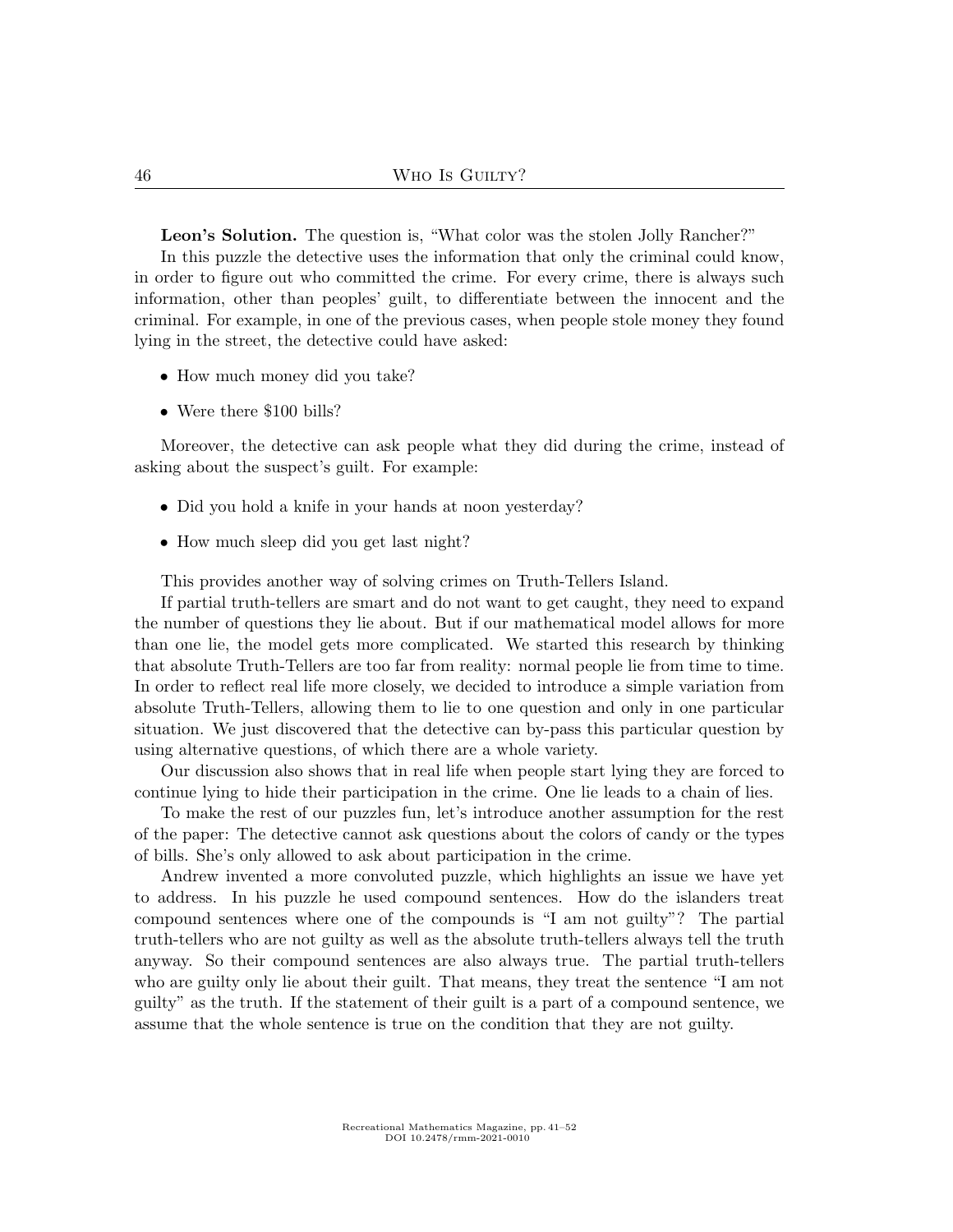**Leon's Solution.** The question is, "What color was the stolen Jolly Rancher?"

In this puzzle the detective uses the information that only the criminal could know, in order to figure out who committed the crime. For every crime, there is always such information, other than peoples' guilt, to differentiate between the innocent and the criminal. For example, in one of the previous cases, when people stole money they found lying in the street, the detective could have asked:

- How much money did you take?
- Were there $100 bills?

Moreover, the detective can ask people what they did during the crime, instead of asking about the suspect's guilt. For example:

- Did you hold a knife in your hands at noon yesterday?
- How much sleep did you get last night?

This provides another way of solving crimes on Truth-Tellers Island.

If partial truth-tellers are smart and do not want to get caught, they need to expand the number of questions they lie about. But if our mathematical model allows for more than one lie, the model gets more complicated. We started this research by thinking that absolute Truth-Tellers are too far from reality: normal people lie from time to time. In order to reflect real life more closely, we decided to introduce a simple variation from absolute Truth-Tellers, allowing them to lie to one question and only in one particular situation. We just discovered that the detective can by-pass this particular question by using alternative questions, of which there are a whole variety.

Our discussion also shows that in real life when people start lying they are forced to continue lying to hide their participation in the crime. One lie leads to a chain of lies.

To make the rest of our puzzles fun, let's introduce another assumption for the rest of the paper: The detective cannot ask questions about the colors of candy or the types of bills. She's only allowed to ask about participation in the crime.

Andrew invented a more convoluted puzzle, which highlights an issue we have yet to address. In his puzzle he used compound sentences. How do the islanders treat compound sentences where one of the compounds is "I am not guilty"? The partial truth-tellers who are not guilty as well as the absolute truth-tellers always tell the truth anyway. So their compound sentences are also always true. The partial truth-tellers who are guilty only lie about their guilt. That means, they treat the sentence "I am not guilty" as the truth. If the statement of their guilt is a part of a compound sentence, we assume that the whole sentence is true on the condition that they are not guilty.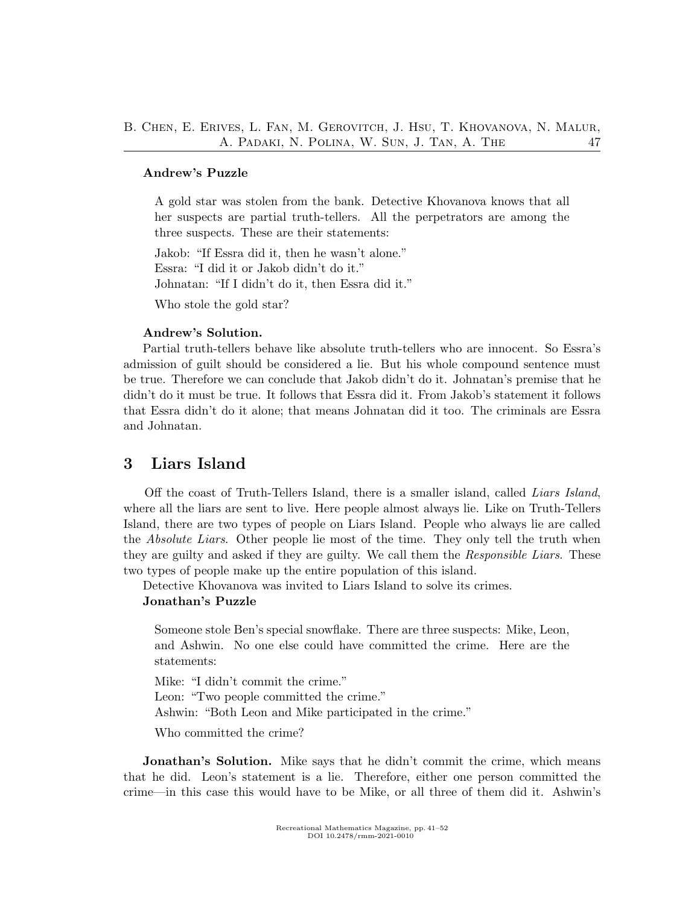**Andrew's Puzzle**

> A gold star was stolen from the bank. Detective Khovanova knows that all her suspects are partial truth-tellers. All the perpetrators are among the three suspects. These are their statements:
>
> Jakob: "If Essra did it, then he wasn't alone."
> Essra: "I did it or Jakob didn't do it."
> Johnatan: "If I didn't do it, then Essra did it."
>
> Who stole the gold star?

**Andrew's Solution.**
Partial truth-tellers behave like absolute truth-tellers who are innocent. So Essra's admission of guilt should be considered a lie. But his whole compound sentence must be true. Therefore we can conclude that Jakob didn't do it. Johnatan's premise that he didn't do it must be true. It follows that Essra did it. From Jakob's statement it follows that Essra didn't do it alone; that means Johnatan did it too. The criminals are Essra and Johnatan.

## 3 Liars Island

Off the coast of Truth-Tellers Island, there is a smaller island, called *Liars Island*, where all the liars are sent to live. Here people almost always lie. Like on Truth-Tellers Island, there are two types of people on Liars Island. People who always lie are called the *Absolute Liars*. Other people lie most of the time. They only tell the truth when they are guilty and asked if they are guilty. We call them the *Responsible Liars*. These two types of people make up the entire population of this island.

Detective Khovanova was invited to Liars Island to solve its crimes.

**Jonathan's Puzzle**

> Someone stole Ben's special snowflake. There are three suspects: Mike, Leon, and Ashwin. No one else could have committed the crime. Here are the statements:
>
> Mike: "I didn't commit the crime."
> Leon: "Two people committed the crime."
> Ashwin: "Both Leon and Mike participated in the crime."
>
> Who committed the crime?

**Jonathan's Solution.** Mike says that he didn't commit the crime, which means that he did. Leon's statement is a lie. Therefore, either one person committed the crime—in this case this would have to be Mike, or all three of them did it. Ashwin's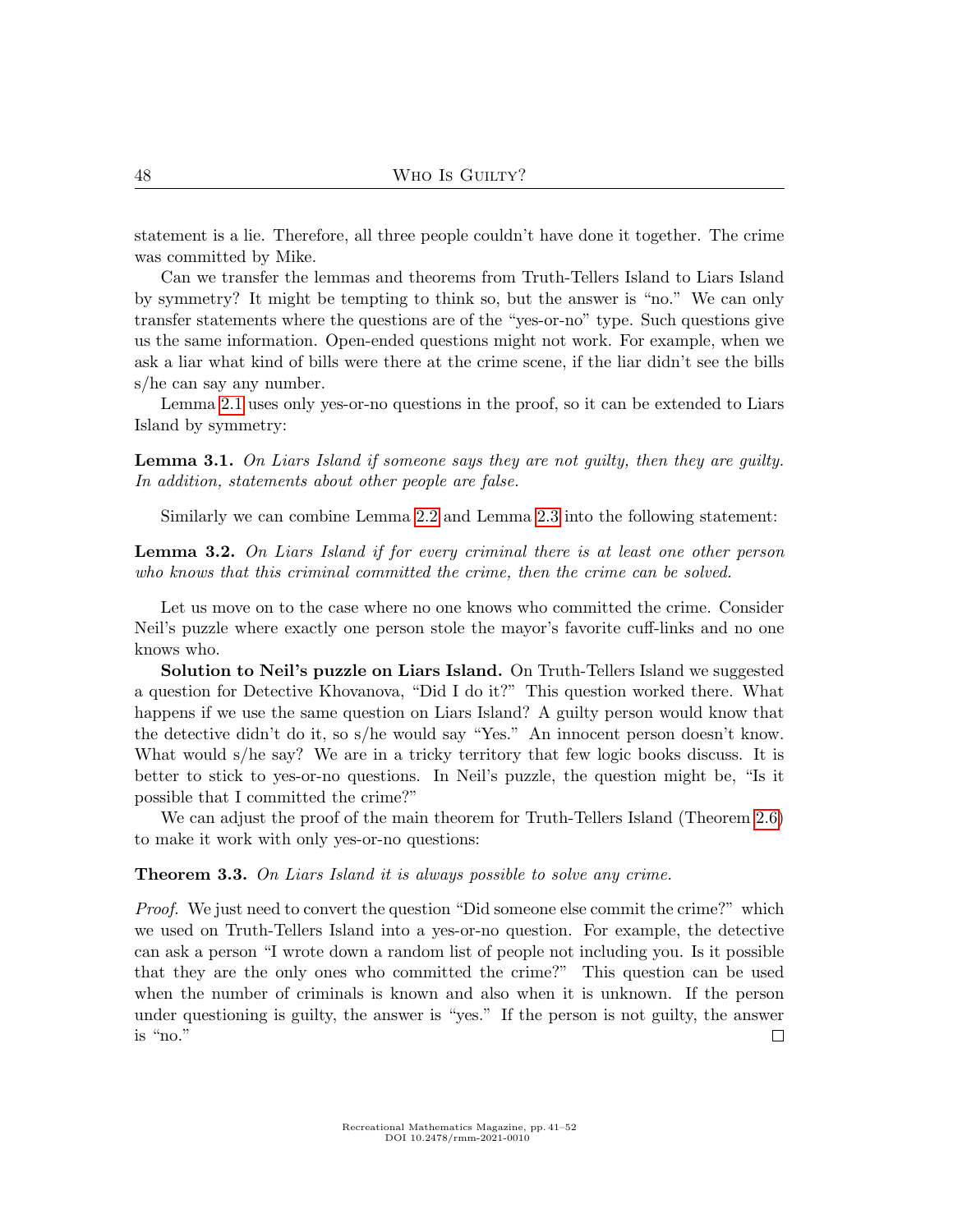statement is a lie. Therefore, all three people couldn't have done it together. The crime was committed by Mike.

Can we transfer the lemmas and theorems from Truth-Tellers Island to Liars Island by symmetry? It might be tempting to think so, but the answer is "no." We can only transfer statements where the questions are of the "yes-or-no" type. Such questions give us the same information. Open-ended questions might not work. For example, when we ask a liar what kind of bills were there at the crime scene, if the liar didn't see the bills s/he can say any number.

Lemma 2.1 uses only yes-or-no questions in the proof, so it can be extended to Liars Island by symmetry:

**Lemma 3.1.** *On Liars Island if someone says they are not guilty, then they are guilty. In addition, statements about other people are false.*

Similarly we can combine Lemma 2.2 and Lemma 2.3 into the following statement:

**Lemma 3.2.** *On Liars Island if for every criminal there is at least one other person who knows that this criminal committed the crime, then the crime can be solved.*

Let us move on to the case where no one knows who committed the crime. Consider Neil's puzzle where exactly one person stole the mayor's favorite cuff-links and no one knows who.

**Solution to Neil's puzzle on Liars Island.** On Truth-Tellers Island we suggested a question for Detective Khovanova, "Did I do it?" This question worked there. What happens if we use the same question on Liars Island? A guilty person would know that the detective didn't do it, so s/he would say "Yes." An innocent person doesn't know. What would s/he say? We are in a tricky territory that few logic books discuss. It is better to stick to yes-or-no questions. In Neil's puzzle, the question might be, "Is it possible that I committed the crime?"

We can adjust the proof of the main theorem for Truth-Tellers Island (Theorem 2.6) to make it work with only yes-or-no questions:

**Theorem 3.3.** *On Liars Island it is always possible to solve any crime.*

*Proof.* We just need to convert the question "Did someone else commit the crime?" which we used on Truth-Tellers Island into a yes-or-no question. For example, the detective can ask a person "I wrote down a random list of people not including you. Is it possible that they are the only ones who committed the crime?" This question can be used when the number of criminals is known and also when it is unknown. If the person under questioning is guilty, the answer is "yes." If the person is not guilty, the answer is "no." □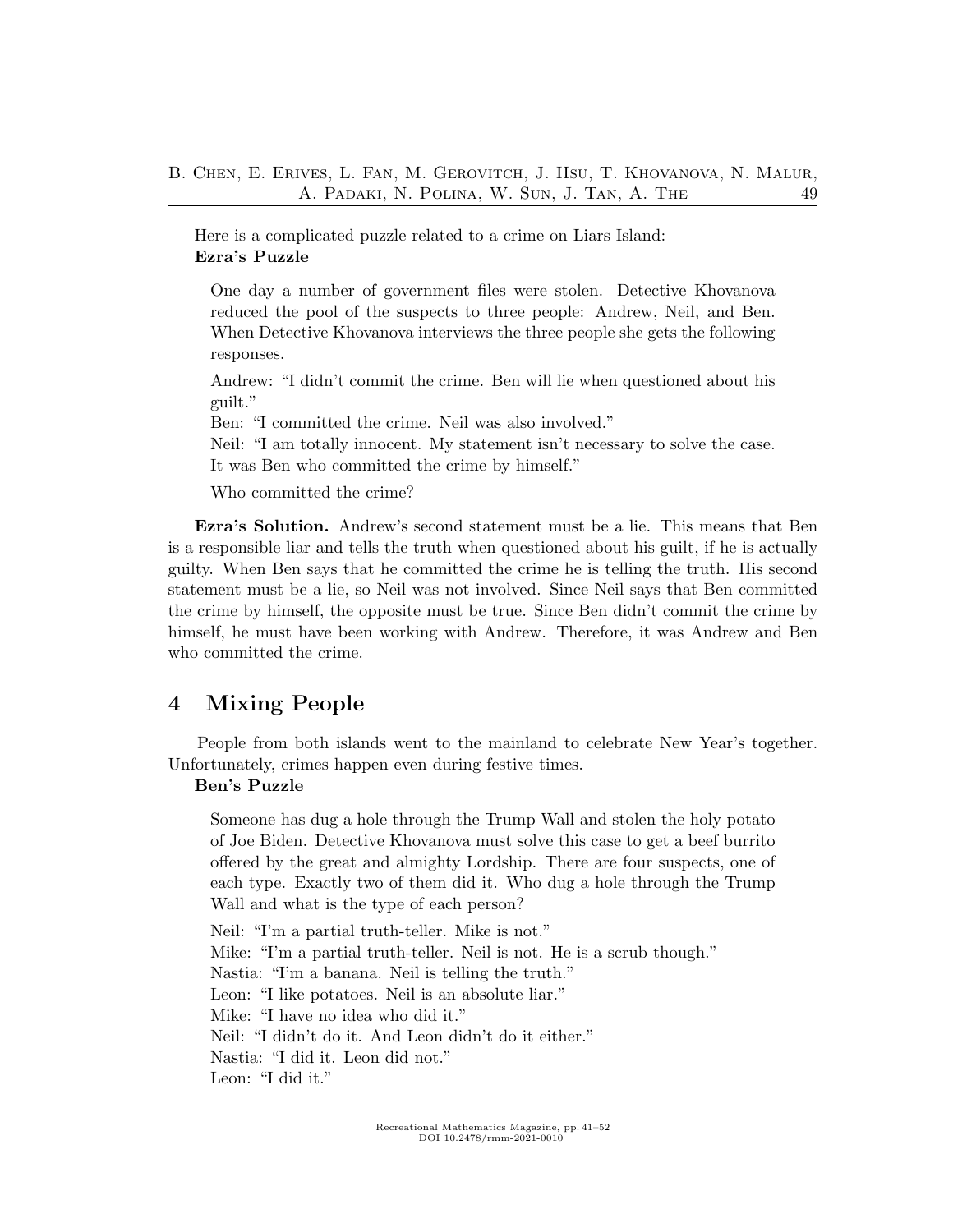Here is a complicated puzzle related to a crime on Liars Island:

**Ezra's Puzzle**

> One day a number of government files were stolen. Detective Khovanova reduced the pool of the suspects to three people: Andrew, Neil, and Ben. When Detective Khovanova interviews the three people she gets the following responses.
>
> Andrew: "I didn't commit the crime. Ben will lie when questioned about his guilt."
>
> Ben: "I committed the crime. Neil was also involved."
>
> Neil: "I am totally innocent. My statement isn't necessary to solve the case. It was Ben who committed the crime by himself."
>
> Who committed the crime?

**Ezra's Solution.** Andrew's second statement must be a lie. This means that Ben is a responsible liar and tells the truth when questioned about his guilt, if he is actually guilty. When Ben says that he committed the crime he is telling the truth. His second statement must be a lie, so Neil was not involved. Since Neil says that Ben committed the crime by himself, the opposite must be true. Since Ben didn't commit the crime by himself, he must have been working with Andrew. Therefore, it was Andrew and Ben who committed the crime.

## 4 Mixing People

People from both islands went to the mainland to celebrate New Year's together. Unfortunately, crimes happen even during festive times.

**Ben's Puzzle**

> Someone has dug a hole through the Trump Wall and stolen the holy potato of Joe Biden. Detective Khovanova must solve this case to get a beef burrito offered by the great and almighty Lordship. There are four suspects, one of each type. Exactly two of them did it. Who dug a hole through the Trump Wall and what is the type of each person?
>
> Neil: "I'm a partial truth-teller. Mike is not."
>
> Mike: "I'm a partial truth-teller. Neil is not. He is a scrub though."
>
> Nastia: "I'm a banana. Neil is telling the truth."
>
> Leon: "I like potatoes. Neil is an absolute liar."
>
> Mike: "I have no idea who did it."
>
> Neil: "I didn't do it. And Leon didn't do it either."
>
> Nastia: "I did it. Leon did not."
>
> Leon: "I did it."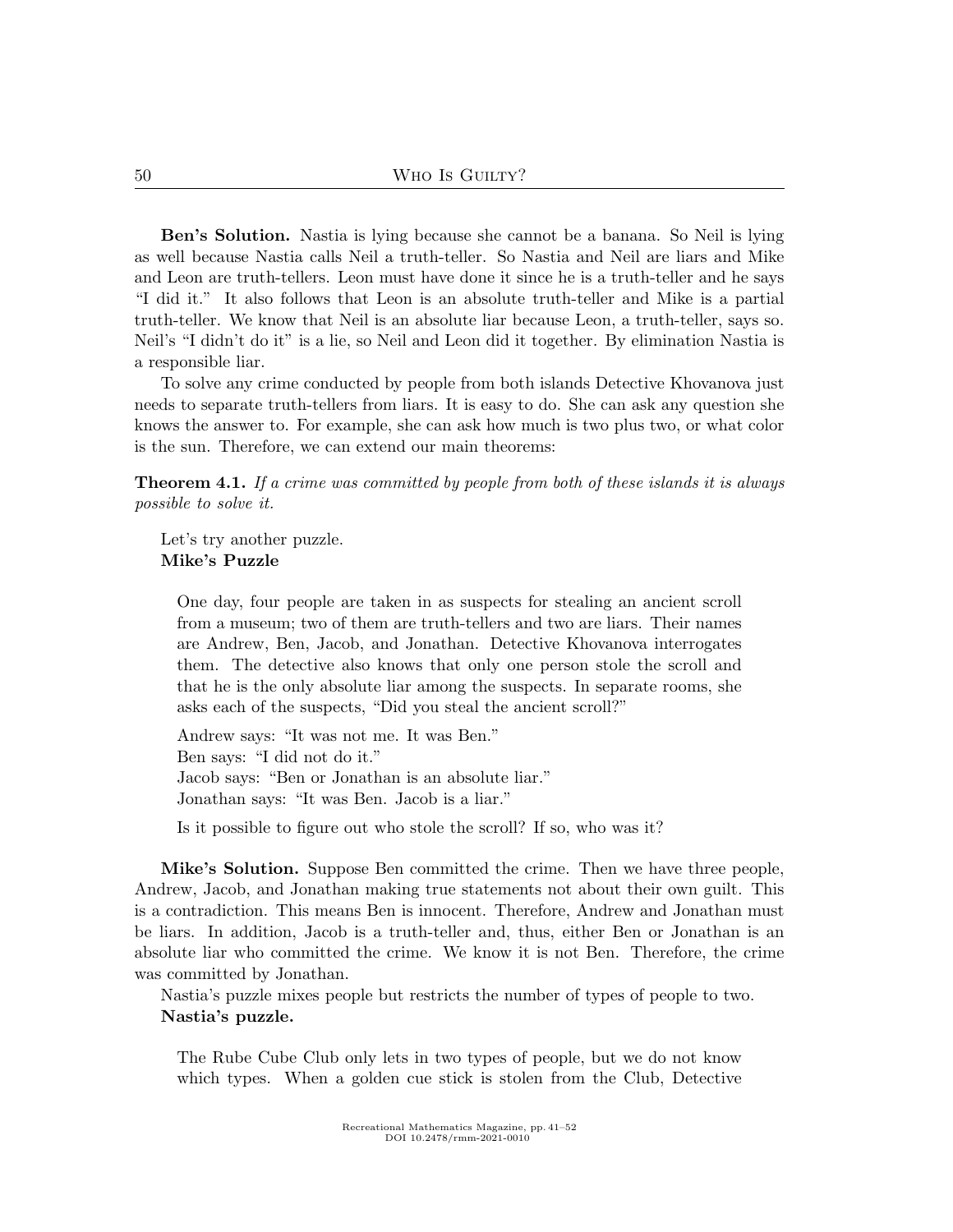**Ben's Solution.** Nastia is lying because she cannot be a banana. So Neil is lying as well because Nastia calls Neil a truth-teller. So Nastia and Neil are liars and Mike and Leon are truth-tellers. Leon must have done it since he is a truth-teller and he says "I did it." It also follows that Leon is an absolute truth-teller and Mike is a partial truth-teller. We know that Neil is an absolute liar because Leon, a truth-teller, says so. Neil's "I didn't do it" is a lie, so Neil and Leon did it together. By elimination Nastia is a responsible liar.

To solve any crime conducted by people from both islands Detective Khovanova just needs to separate truth-tellers from liars. It is easy to do. She can ask any question she knows the answer to. For example, she can ask how much is two plus two, or what color is the sun. Therefore, we can extend our main theorems:

**Theorem 4.1.** *If a crime was committed by people from both of these islands it is always possible to solve it.*

Let's try another puzzle.

**Mike's Puzzle**

> One day, four people are taken in as suspects for stealing an ancient scroll from a museum; two of them are truth-tellers and two are liars. Their names are Andrew, Ben, Jacob, and Jonathan. Detective Khovanova interrogates them. The detective also knows that only one person stole the scroll and that he is the only absolute liar among the suspects. In separate rooms, she asks each of the suspects, "Did you steal the ancient scroll?"
>
> Andrew says: "It was not me. It was Ben."
> Ben says: "I did not do it."
> Jacob says: "Ben or Jonathan is an absolute liar."
> Jonathan says: "It was Ben. Jacob is a liar."
>
> Is it possible to figure out who stole the scroll? If so, who was it?

**Mike's Solution.** Suppose Ben committed the crime. Then we have three people, Andrew, Jacob, and Jonathan making true statements not about their own guilt. This is a contradiction. This means Ben is innocent. Therefore, Andrew and Jonathan must be liars. In addition, Jacob is a truth-teller and, thus, either Ben or Jonathan is an absolute liar who committed the crime. We know it is not Ben. Therefore, the crime was committed by Jonathan.

Nastia's puzzle mixes people but restricts the number of types of people to two.

**Nastia's puzzle.**

> The Rube Cube Club only lets in two types of people, but we do not know which types. When a golden cue stick is stolen from the Club, Detective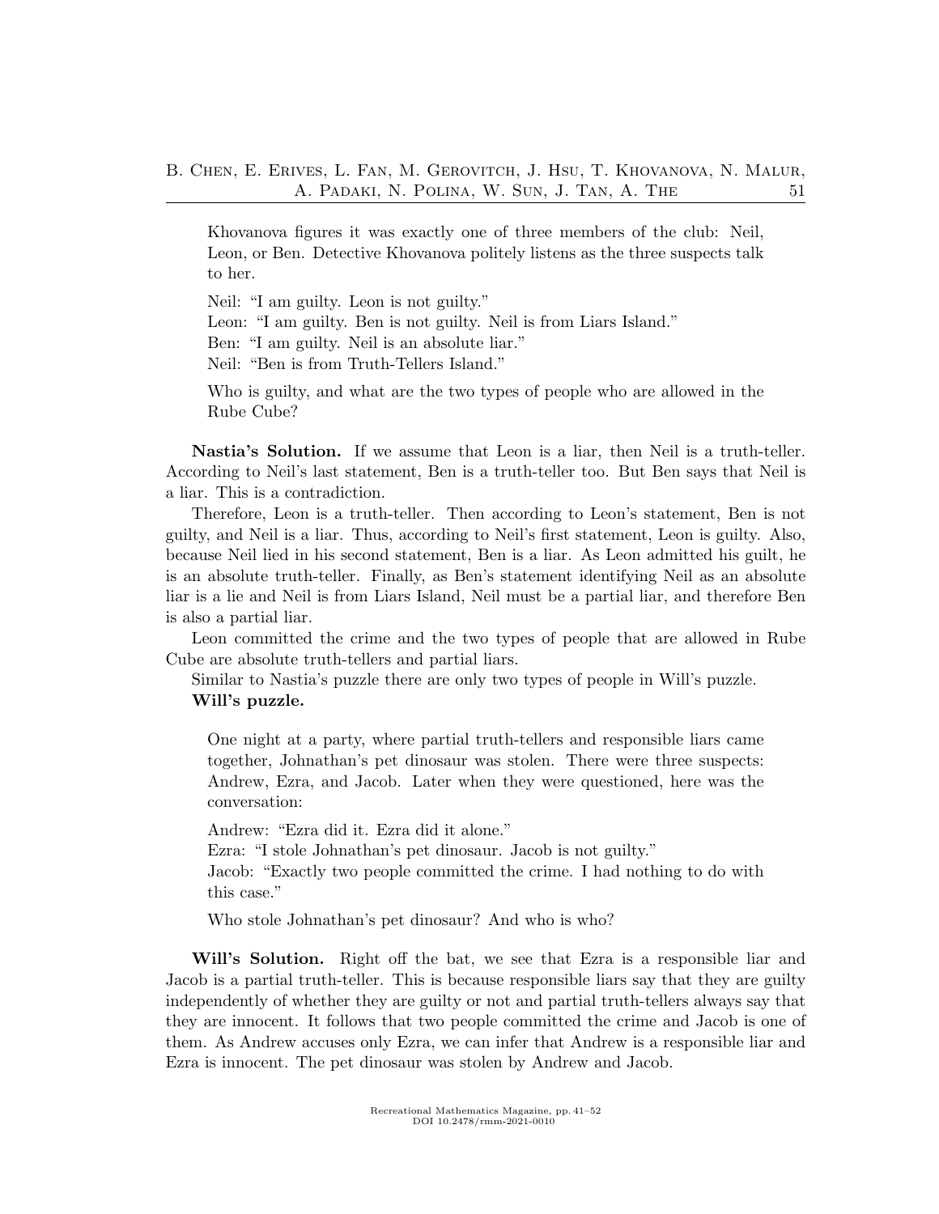> Khovanova figures it was exactly one of three members of the club: Neil, Leon, or Ben. Detective Khovanova politely listens as the three suspects talk to her.
>
> Neil: "I am guilty. Leon is not guilty."
> Leon: "I am guilty. Ben is not guilty. Neil is from Liars Island."
> Ben: "I am guilty. Neil is an absolute liar."
> Neil: "Ben is from Truth-Tellers Island."
>
> Who is guilty, and what are the two types of people who are allowed in the Rube Cube?

**Nastia's Solution.** If we assume that Leon is a liar, then Neil is a truth-teller. According to Neil's last statement, Ben is a truth-teller too. But Ben says that Neil is a liar. This is a contradiction.

Therefore, Leon is a truth-teller. Then according to Leon's statement, Ben is not guilty, and Neil is a liar. Thus, according to Neil's first statement, Leon is guilty. Also, because Neil lied in his second statement, Ben is a liar. As Leon admitted his guilt, he is an absolute truth-teller. Finally, as Ben's statement identifying Neil as an absolute liar is a lie and Neil is from Liars Island, Neil must be a partial liar, and therefore Ben is also a partial liar.

Leon committed the crime and the two types of people that are allowed in Rube Cube are absolute truth-tellers and partial liars.

Similar to Nastia's puzzle there are only two types of people in Will's puzzle.

**Will's puzzle.**

> One night at a party, where partial truth-tellers and responsible liars came together, Johnathan's pet dinosaur was stolen. There were three suspects: Andrew, Ezra, and Jacob. Later when they were questioned, here was the conversation:
>
> Andrew: "Ezra did it. Ezra did it alone."
> Ezra: "I stole Johnathan's pet dinosaur. Jacob is not guilty."
> Jacob: "Exactly two people committed the crime. I had nothing to do with this case."
>
> Who stole Johnathan's pet dinosaur? And who is who?

**Will's Solution.** Right off the bat, we see that Ezra is a responsible liar and Jacob is a partial truth-teller. This is because responsible liars say that they are guilty independently of whether they are guilty or not and partial truth-tellers always say that they are innocent. It follows that two people committed the crime and Jacob is one of them. As Andrew accuses only Ezra, we can infer that Andrew is a responsible liar and Ezra is innocent. The pet dinosaur was stolen by Andrew and Jacob.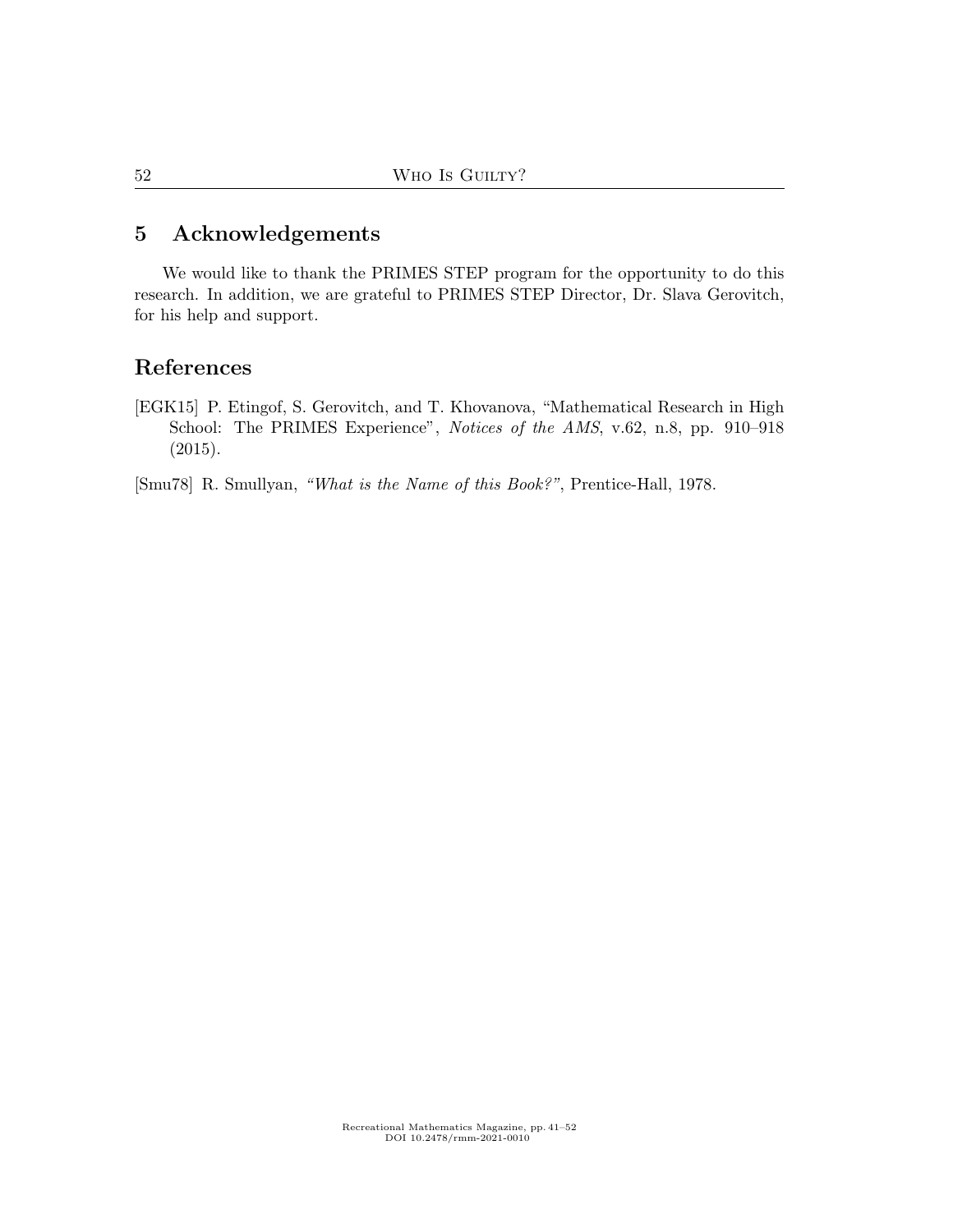## 5 Acknowledgements

We would like to thank the PRIMES STEP program for the opportunity to do this research. In addition, we are grateful to PRIMES STEP Director, Dr. Slava Gerovitch, for his help and support.

## References

[EGK15] P. Etingof, S. Gerovitch, and T. Khovanova, "Mathematical Research in High School: The PRIMES Experience", *Notices of the AMS*, v.62, n.8, pp. 910–918 (2015).

[Smu78] R. Smullyan, *"What is the Name of this Book?"*, Prentice-Hall, 1978.